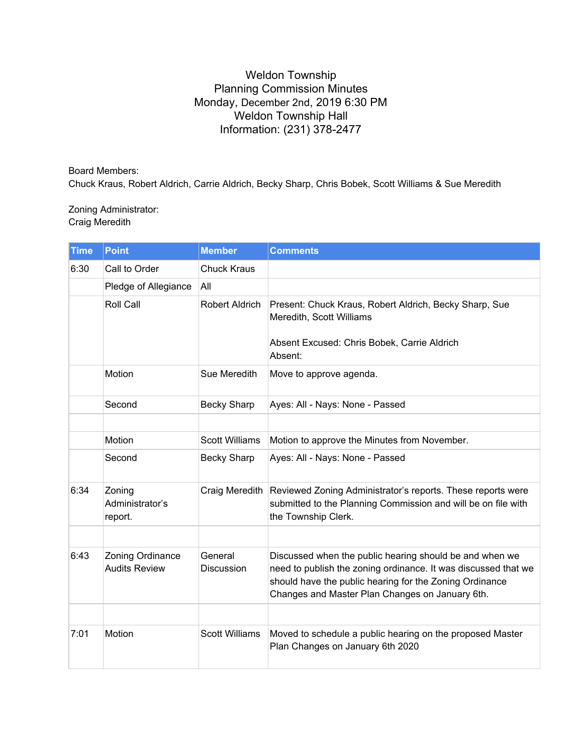# Weldon Township
## Planning Commission Minutes
### Monday, December 2nd, 2019 6:30 PM
### Weldon Township Hall
### Information: (231) 378-2477

Board Members:
Chuck Kraus, Robert Aldrich, Carrie Aldrich, Becky Sharp, Chris Bobek, Scott Williams & Sue Meredith

Zoning Administrator:
Craig Meredith

| Time | Point | Member | Comments |
|---|---|---|---|
| 6:30 | Call to Order | Chuck Kraus | |
| | Pledge of Allegiance | All | |
| | Roll Call | Robert Aldrich | Present: Chuck Kraus, Robert Aldrich, Becky Sharp, Sue Meredith, Scott Williams<br><br>Absent Excused: Chris Bobek, Carrie Aldrich<br>Absent: |
| | Motion | Sue Meredith | Move to approve agenda. |
| | Second | Becky Sharp | Ayes: All - Nays: None - Passed |
| | | | |
| | Motion | Scott Williams | Motion to approve the Minutes from November. |
| | Second | Becky Sharp | Ayes: All - Nays: None - Passed |
| 6:34 | Zoning Administrator's report. | Craig Meredith | Reviewed Zoning Administrator's reports. These reports were submitted to the Planning Commission and will be on file with the Township Clerk. |
| | | | |
| 6:43 | Zoning Ordinance Audits Review | General Discussion | Discussed when the public hearing should be and when we need to publish the zoning ordinance. It was discussed that we should have the public hearing for the Zoning Ordinance Changes and Master Plan Changes on January 6th. |
| | | | |
| 7:01 | Motion | Scott Williams | Moved to schedule a public hearing on the proposed Master Plan Changes on January 6th 2020 |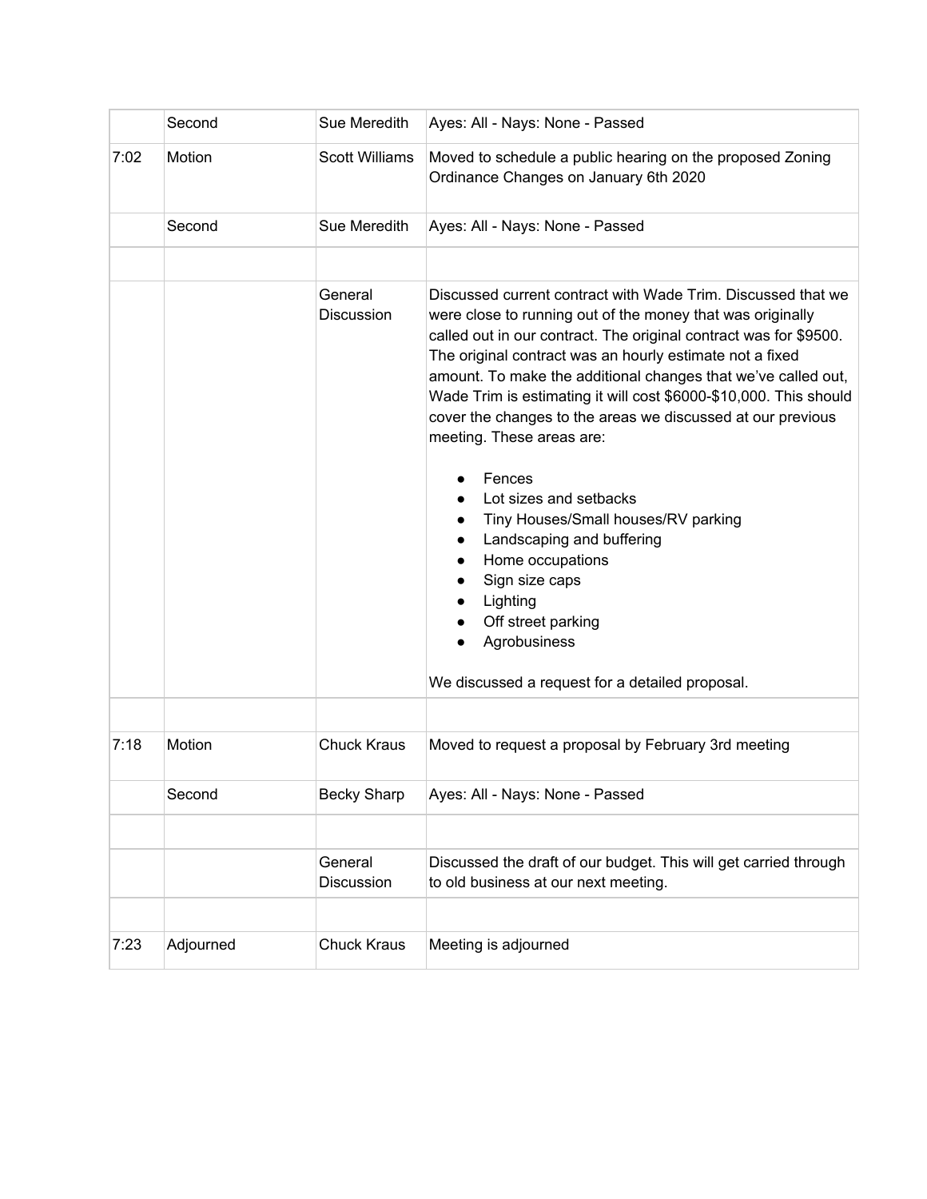| | | | |
|---|---|---|---|
| | Second | Sue Meredith | Ayes: All - Nays: None - Passed |
| 7:02 | Motion | Scott Williams | Moved to schedule a public hearing on the proposed Zoning Ordinance Changes on January 6th 2020 |
| | Second | Sue Meredith | Ayes: All - Nays: None - Passed |
| | | | |
| | | General Discussion | Discussed current contract with Wade Trim. Discussed that we were close to running out of the money that was originally called out in our contract. The original contract was for $9500. The original contract was an hourly estimate not a fixed amount. To make the additional changes that we've called out, Wade Trim is estimating it will cost $6000-$10,000. This should cover the changes to the areas we discussed at our previous meeting. These areas are:<br><br>● Fences<br>● Lot sizes and setbacks<br>● Tiny Houses/Small houses/RV parking<br>● Landscaping and buffering<br>● Home occupations<br>● Sign size caps<br>● Lighting<br>● Off street parking<br>● Agrobusiness<br><br>We discussed a request for a detailed proposal. |
| | | | |
| 7:18 | Motion | Chuck Kraus | Moved to request a proposal by February 3rd meeting |
| | Second | Becky Sharp | Ayes: All - Nays: None - Passed |
| | | | |
| | | General Discussion | Discussed the draft of our budget. This will get carried through to old business at our next meeting. |
| | | | |
| 7:23 | Adjourned | Chuck Kraus | Meeting is adjourned |